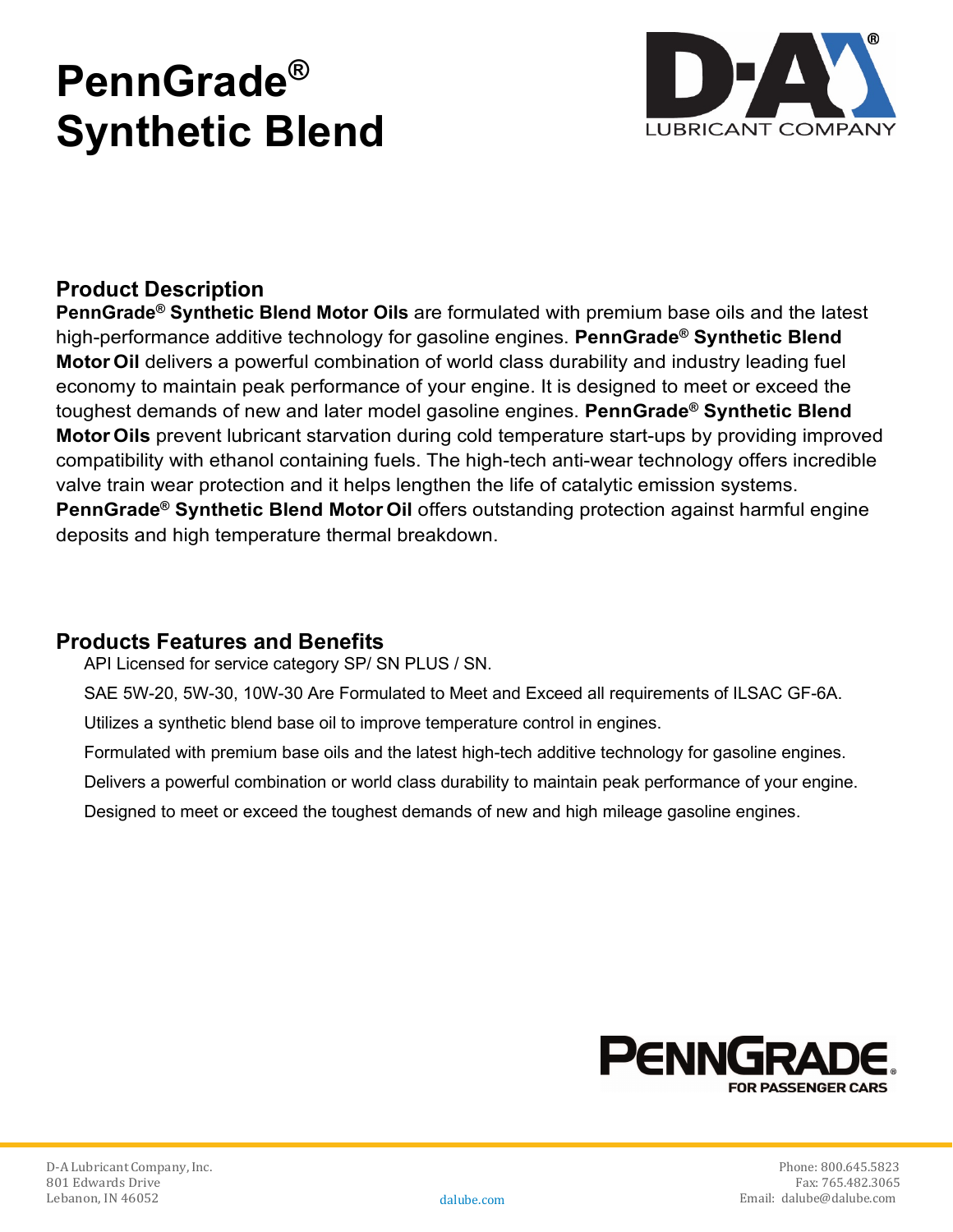# PennGrade® Synthetic Blend

D-A LUBRICANT COMPANY

## Product Description

**PennGrade® Synthetic Blend Motor Oils** are formulated with premium base oils and the latest high-performance additive technology for gasoline engines. **PennGrade® Synthetic Blend Motor Oil** delivers a powerful combination of world class durability and industry leading fuel economy to maintain peak performance of your engine. It is designed to meet or exceed the toughest demands of new and later model gasoline engines. **PennGrade® Synthetic Blend Motor Oils** prevent lubricant starvation during cold temperature start-ups by providing improved compatibility with ethanol containing fuels. The high-tech anti-wear technology offers incredible valve train wear protection and it helps lengthen the life of catalytic emission systems. **PennGrade® Synthetic Blend Motor Oil** offers outstanding protection against harmful engine deposits and high temperature thermal breakdown.

## Products Features and Benefits

- API Licensed for service category SP/ SN PLUS / SN.
- SAE 5W-20, 5W-30, 10W-30 Are Formulated to Meet and Exceed all requirements of ILSAC GF-6A.
- Utilizes a synthetic blend base oil to improve temperature control in engines.
- Formulated with premium base oils and the latest high-tech additive technology for gasoline engines.
- Delivers a powerful combination or world class durability to maintain peak performance of your engine.
- Designed to meet or exceed the toughest demands of new and high mileage gasoline engines.

PENNGRADE® FOR PASSENGER CARS

D-A Lubricant Company, Inc.
801 Edwards Drive
Lebanon, IN 46052

dalube.com

Phone: 800.645.5823
Fax: 765.482.3065
Email: dalube@dalube.com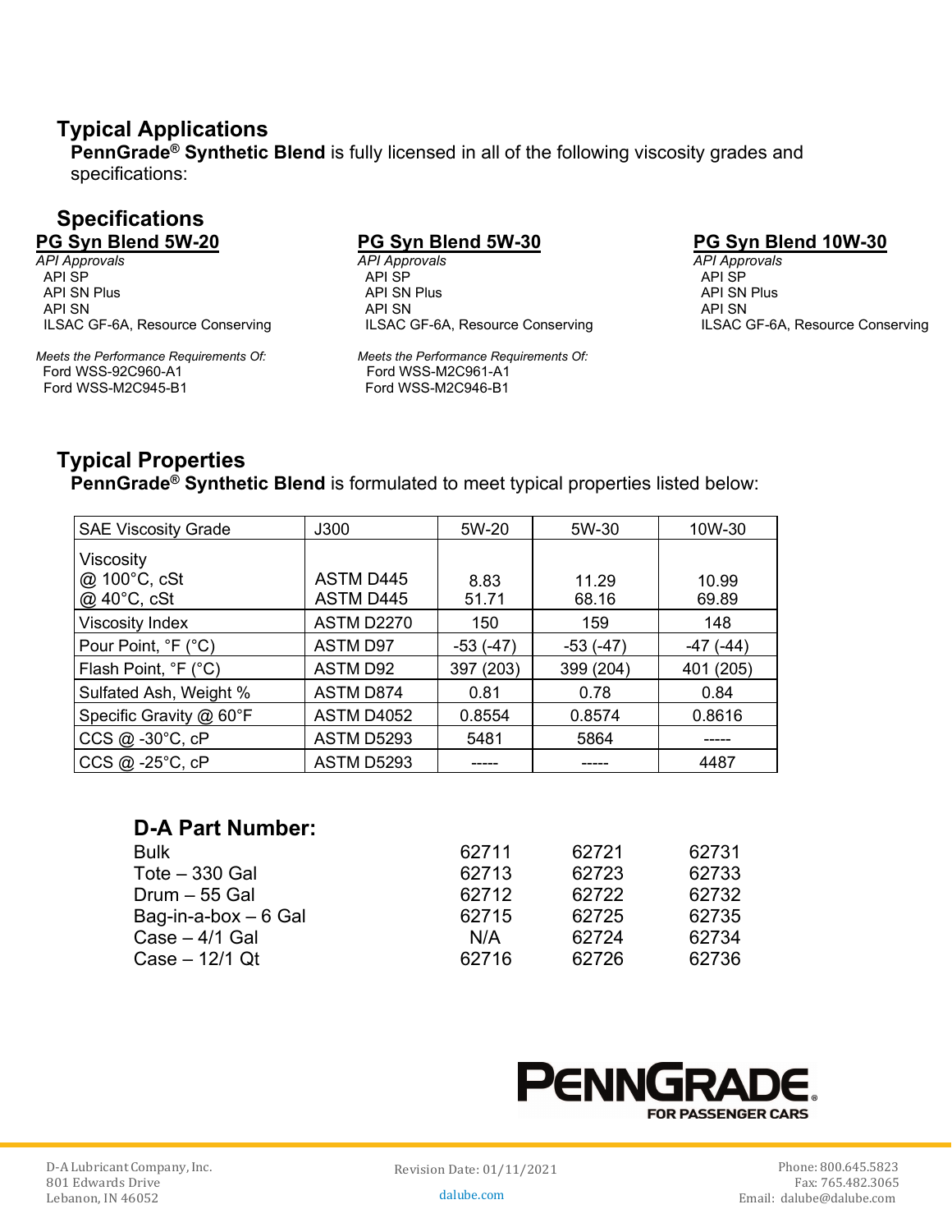## Typical Applications

**PennGrade® Synthetic Blend** is fully licensed in all of the following viscosity grades and specifications:

## Specifications

### PG Syn Blend 5W-20

*API Approvals*
- API SP
- API SN Plus
- API SN
- ILSAC GF-6A, Resource Conserving

*Meets the Performance Requirements Of:*
- Ford WSS-92C960-A1
- Ford WSS-M2C945-B1

### PG Syn Blend 5W-30

*API Approvals*
- API SP
- API SN Plus
- API SN
- ILSAC GF-6A, Resource Conserving

*Meets the Performance Requirements Of:*
- Ford WSS-M2C961-A1
- Ford WSS-M2C946-B1

### PG Syn Blend 10W-30

*API Approvals*
- API SP
- API SN Plus
- API SN
- ILSAC GF-6A, Resource Conserving

## Typical Properties

**PennGrade® Synthetic Blend** is formulated to meet typical properties listed below:

| SAE Viscosity Grade | J300 | 5W-20 | 5W-30 | 10W-30 |
|---|---|---|---|---|
| Viscosity<br>@ 100°C, cSt<br>@ 40°C, cSt | <br>ASTM D445<br>ASTM D445 | <br>8.83<br>51.71 | <br>11.29<br>68.16 | <br>10.99<br>69.89 |
| Viscosity Index | ASTM D2270 | 150 | 159 | 148 |
| Pour Point, °F (°C) | ASTM D97 | -53 (-47) | -53 (-47) | -47 (-44) |
| Flash Point, °F (°C) | ASTM D92 | 397 (203) | 399 (204) | 401 (205) |
| Sulfated Ash, Weight % | ASTM D874 | 0.81 | 0.78 | 0.84 |
| Specific Gravity @ 60°F | ASTM D4052 | 0.8554 | 0.8574 | 0.8616 |
| CCS @ -30°C, cP | ASTM D5293 | 5481 | 5864 | ----- |
| CCS @ -25°C, cP | ASTM D5293 | ----- | ----- | 4487 |

## D-A Part Number:

| | 5W-20 | 5W-30 | 10W-30 |
|---|---|---|---|
| Bulk | 62711 | 62721 | 62731 |
| Tote – 330 Gal | 62713 | 62723 | 62733 |
| Drum – 55 Gal | 62712 | 62722 | 62732 |
| Bag-in-a-box – 6 Gal | 62715 | 62725 | 62735 |
| Case – 4/1 Gal | N/A | 62724 | 62734 |
| Case – 12/1 Qt | 62716 | 62726 | 62736 |

PENNGRADE® FOR PASSENGER CARS

D-A Lubricant Company, Inc.
801 Edwards Drive
Lebanon, IN 46052

Revision Date: 01/11/2021
dalube.com

Phone: 800.645.5823
Fax: 765.482.3065
Email: dalube@dalube.com